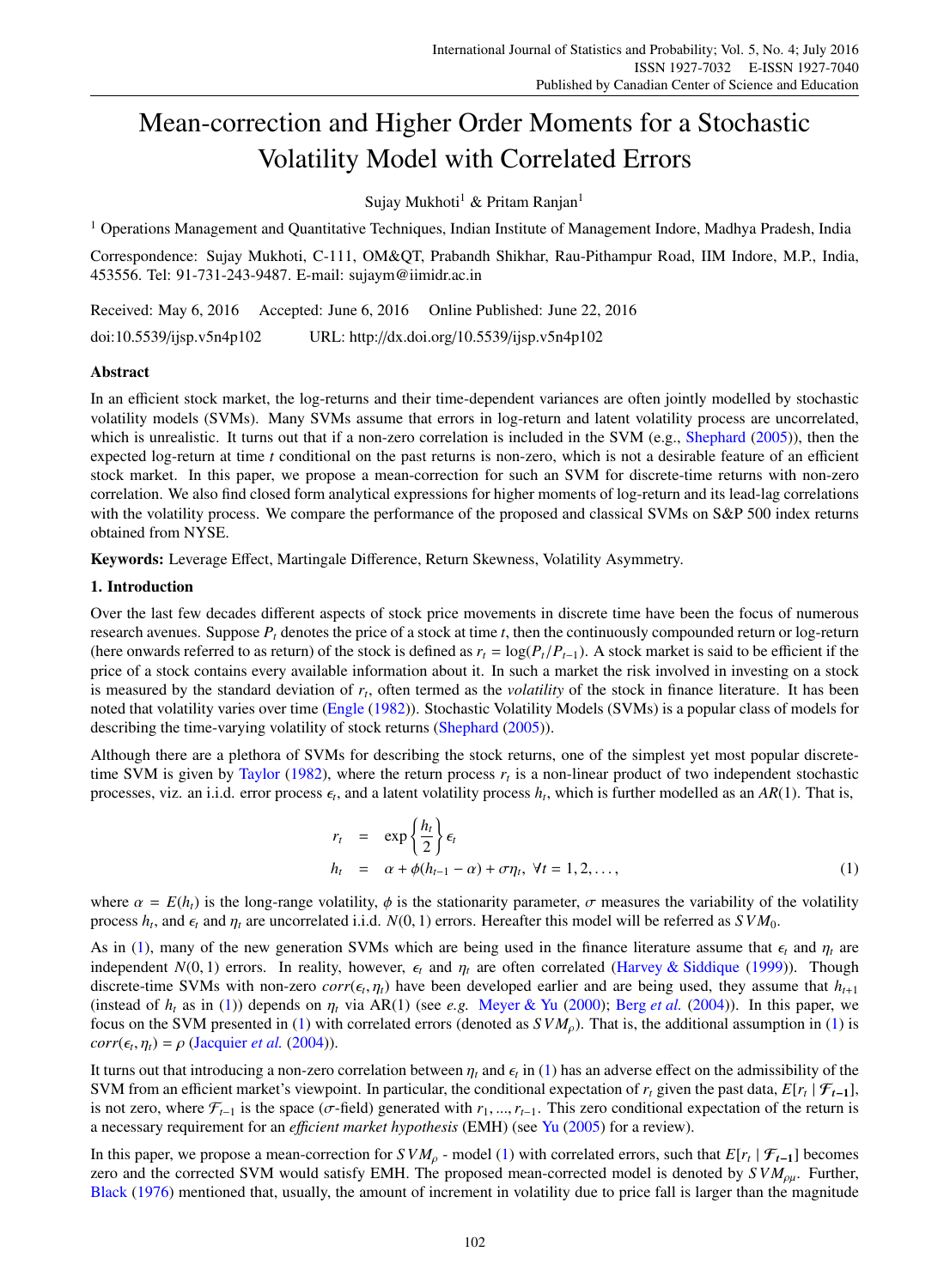# Mean-correction and Higher Order Moments for a Stochastic Volatility Model with Correlated Errors

Sujay Mukhoti[1] & Pritam Ranjan[1]

[1] Operations Management and Quantitative Techniques, Indian Institute of Management Indore, Madhya Pradesh, India

Correspondence: Sujay Mukhoti, C-111, OM&QT, Prabandh Shikhar, Rau-Pithampur Road, IIM Indore, M.P., India, 453556. Tel: 91-731-243-9487. E-mail: sujaym@iimidr.ac.in

Received: May 6, 2016 Accepted: June 6, 2016 Online Published: June 22, 2016

doi:10.5539/ijsp.v5n4p102 URL: http://dx.doi.org/10.5539/ijsp.v5n4p102

## Abstract

In an efficient stock market, the log-returns and their time-dependent variances are often jointly modelled by stochastic volatility models (SVMs). Many SVMs assume that errors in log-return and latent volatility process are uncorrelated, which is unrealistic. It turns out that if a non-zero correlation is included in the SVM (e.g., Shephard (2005)), then the expected log-return at time $t$ conditional on the past returns is non-zero, which is not a desirable feature of an efficient stock market. In this paper, we propose a mean-correction for such an SVM for discrete-time returns with non-zero correlation. We also find closed form analytical expressions for higher moments of log-return and its lead-lag correlations with the volatility process. We compare the performance of the proposed and classical SVMs on S&P 500 index returns obtained from NYSE.

**Keywords:** Leverage Effect, Martingale Difference, Return Skewness, Volatility Asymmetry.

## 1. Introduction

Over the last few decades different aspects of stock price movements in discrete time have been the focus of numerous research avenues. Suppose $P_t$ denotes the price of a stock at time $t$, then the continuously compounded return or log-return (here onwards referred to as return) of the stock is defined as $r_t = \log(P_t/P_{t-1})$. A stock market is said to be efficient if the price of a stock contains every available information about it. In such a market the risk involved in investing on a stock is measured by the standard deviation of $r_t$, often termed as the *volatility* of the stock in finance literature. It has been noted that volatility varies over time (Engle (1982)). Stochastic Volatility Models (SVMs) is a popular class of models for describing the time-varying volatility of stock returns (Shephard (2005)).

Although there are a plethora of SVMs for describing the stock returns, one of the simplest yet most popular discrete-time SVM is given by Taylor (1982), where the return process $r_t$ is a non-linear product of two independent stochastic processes, viz. an i.i.d. error process $\epsilon_t$, and a latent volatility process $h_t$, which is further modelled as an $AR(1)$. That is,

$$
\begin{aligned}
r_t &= \exp\left\{\frac{h_t}{2}\right\}\epsilon_t \\
h_t &= \alpha + \phi(h_{t-1} - \alpha) + \sigma\eta_t, \ \forall t = 1, 2, \ldots,
\end{aligned}
\tag{1}
$$

where $\alpha = E(h_t)$ is the long-range volatility, $\phi$ is the stationarity parameter, $\sigma$ measures the variability of the volatility process $h_t$, and $\epsilon_t$ and $\eta_t$ are uncorrelated i.i.d. $N(0, 1)$ errors. Hereafter this model will be referred as $SVM_0$.

As in (1), many of the new generation SVMs which are being used in the finance literature assume that $\epsilon_t$ and $\eta_t$ are independent $N(0, 1)$ errors. In reality, however, $\epsilon_t$ and $\eta_t$ are often correlated (Harvey & Siddique (1999)). Though discrete-time SVMs with non-zero $corr(\epsilon_t, \eta_t)$ have been developed earlier and are being used, they assume that $h_{t+1}$ (instead of $h_t$ as in (1)) depends on $\eta_t$ via AR(1) (see *e.g.* Meyer & Yu (2000); Berg *et al.* (2004)). In this paper, we focus on the SVM presented in (1) with correlated errors (denoted as $SVM_\rho$). That is, the additional assumption in (1) is $corr(\epsilon_t, \eta_t) = \rho$ (Jacquier *et al.* (2004)).

It turns out that introducing a non-zero correlation between $\eta_t$ and $\epsilon_t$ in (1) has an adverse effect on the admissibility of the SVM from an efficient market's viewpoint. In particular, the conditional expectation of $r_t$ given the past data, $E[r_t \mid \mathcal{F}_{t-1}]$, is not zero, where $\mathcal{F}_{t-1}$ is the space ($\sigma$-field) generated with $r_1, \ldots, r_{t-1}$. This zero conditional expectation of the return is a necessary requirement for an *efficient market hypothesis* (EMH) (see Yu (2005) for a review).

In this paper, we propose a mean-correction for $SVM_\rho$ - model (1) with correlated errors, such that $E[r_t \mid \mathcal{F}_{t-1}]$ becomes zero and the corrected SVM would satisfy EMH. The proposed mean-corrected model is denoted by $SVM_{\rho\mu}$. Further, Black (1976) mentioned that, usually, the amount of increment in volatility due to price fall is larger than the magnitude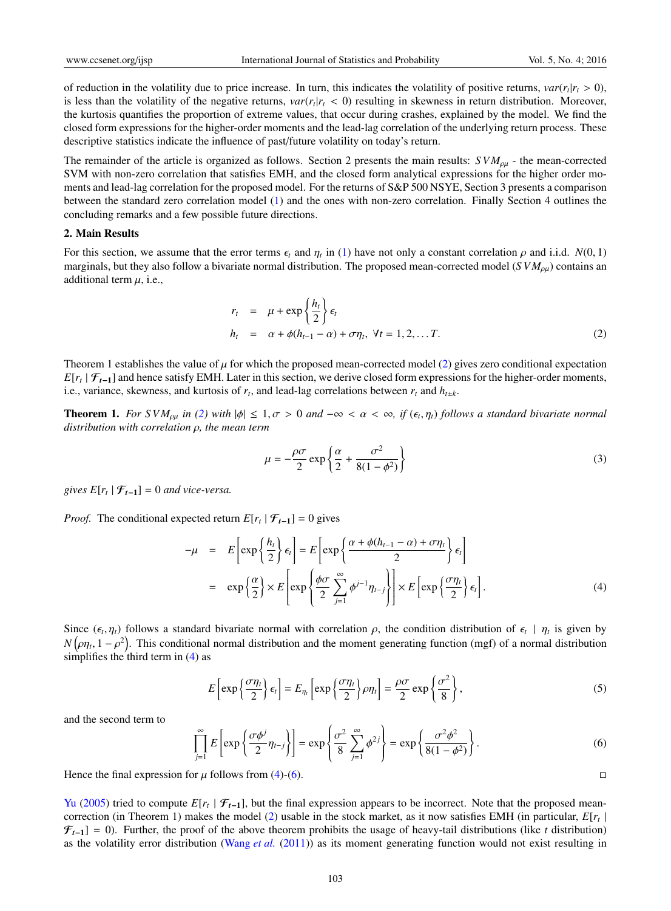of reduction in the volatility due to price increase. In turn, this indicates the volatility of positive returns, $var(r_t|r_t > 0)$, is less than the volatility of the negative returns, $var(r_t|r_t < 0)$ resulting in skewness in return distribution. Moreover, the kurtosis quantifies the proportion of extreme values, that occur during crashes, explained by the model. We find the closed form expressions for the higher-order moments and the lead-lag correlation of the underlying return process. These descriptive statistics indicate the influence of past/future volatility on today's return.

The remainder of the article is organized as follows. Section 2 presents the main results: $SVM_{\rho\mu}$ - the mean-corrected SVM with non-zero correlation that satisfies EMH, and the closed form analytical expressions for the higher order moments and lead-lag correlation for the proposed model. For the returns of S&P 500 NSYE, Section 3 presents a comparison between the standard zero correlation model (1) and the ones with non-zero correlation. Finally Section 4 outlines the concluding remarks and a few possible future directions.

## 2. Main Results

For this section, we assume that the error terms $\epsilon_t$ and $\eta_t$ in (1) have not only a constant correlation $\rho$ and i.i.d. $N(0, 1)$ marginals, but they also follow a bivariate normal distribution. The proposed mean-corrected model ($SVM_{\rho\mu}$) contains an additional term $\mu$, i.e.,

$$
\begin{aligned}
r_t &= \mu + \exp\left\{\frac{h_t}{2}\right\}\epsilon_t \\
h_t &= \alpha + \phi(h_{t-1} - \alpha) + \sigma\eta_t, \ \forall t = 1, 2, \ldots T.
\end{aligned} \tag{2}
$$

Theorem 1 establishes the value of $\mu$ for which the proposed mean-corrected model (2) gives zero conditional expectation $E[r_t \mid \mathcal{F}_{t-1}]$ and hence satisfy EMH. Later in this section, we derive closed form expressions for the higher-order moments, i.e., variance, skewness, and kurtosis of $r_t$, and lead-lag correlations between $r_t$ and $h_{t\pm k}$.

**Theorem 1.** *For $SVM_{\rho\mu}$ in (2) with $|\phi| \leq 1, \sigma > 0$ and $-\infty < \alpha < \infty$, if $(\epsilon_t, \eta_t)$ follows a standard bivariate normal distribution with correlation $\rho$, the mean term*

$$
\mu = -\frac{\rho\sigma}{2}\exp\left\{\frac{\alpha}{2} + \frac{\sigma^2}{8(1-\phi^2)}\right\} \tag{3}
$$

*gives $E[r_t \mid \mathcal{F}_{t-1}] = 0$ and vice-versa.*

*Proof.* The conditional expected return $E[r_t \mid \mathcal{F}_{t-1}] = 0$ gives

$$
\begin{aligned}
-\mu &= E\left[\exp\left\{\frac{h_t}{2}\right\}\epsilon_t\right] = E\left[\exp\left\{\frac{\alpha + \phi(h_{t-1} - \alpha) + \sigma\eta_t}{2}\right\}\epsilon_t\right] \\
&= \exp\left\{\frac{\alpha}{2}\right\} \times E\left[\exp\left\{\frac{\phi\sigma}{2}\sum_{j=1}^{\infty}\phi^{j-1}\eta_{t-j}\right\}\right] \times E\left[\exp\left\{\frac{\sigma\eta_t}{2}\right\}\epsilon_t\right].
\end{aligned} \tag{4}
$$

Since $(\epsilon_t, \eta_t)$ follows a standard bivariate normal with correlation $\rho$, the condition distribution of $\epsilon_t \mid \eta_t$ is given by $N\left(\rho\eta_t, 1-\rho^2\right)$. This conditional normal distribution and the moment generating function (mgf) of a normal distribution simplifies the third term in (4) as

$$
E\left[\exp\left\{\frac{\sigma\eta_t}{2}\right\}\epsilon_t\right] = E_{\eta_t}\left[\exp\left\{\frac{\sigma\eta_t}{2}\right\}\rho\eta_t\right] = \frac{\rho\sigma}{2}\exp\left\{\frac{\sigma^2}{8}\right\}, \tag{5}
$$

and the second term to

$$
\prod_{j=1}^{\infty} E\left[\exp\left\{\frac{\sigma\phi^j}{2}\eta_{t-j}\right\}\right] = \exp\left\{\frac{\sigma^2}{8}\sum_{j=1}^{\infty}\phi^{2j}\right\} = \exp\left\{\frac{\sigma^2\phi^2}{8(1-\phi^2)}\right\}. \tag{6}
$$

Hence the final expression for $\mu$ follows from (4)-(6). □

Yu (2005) tried to compute $E[r_t \mid \mathcal{F}_{t-1}]$, but the final expression appears to be incorrect. Note that the proposed mean-correction (in Theorem 1) makes the model (2) usable in the stock market, as it now satisfies EMH (in particular, $E[r_t \mid \mathcal{F}_{t-1}] = 0$). Further, the proof of the above theorem prohibits the usage of heavy-tail distributions (like $t$ distribution) as the volatility error distribution (Wang *et al.* (2011)) as its moment generating function would not exist resulting in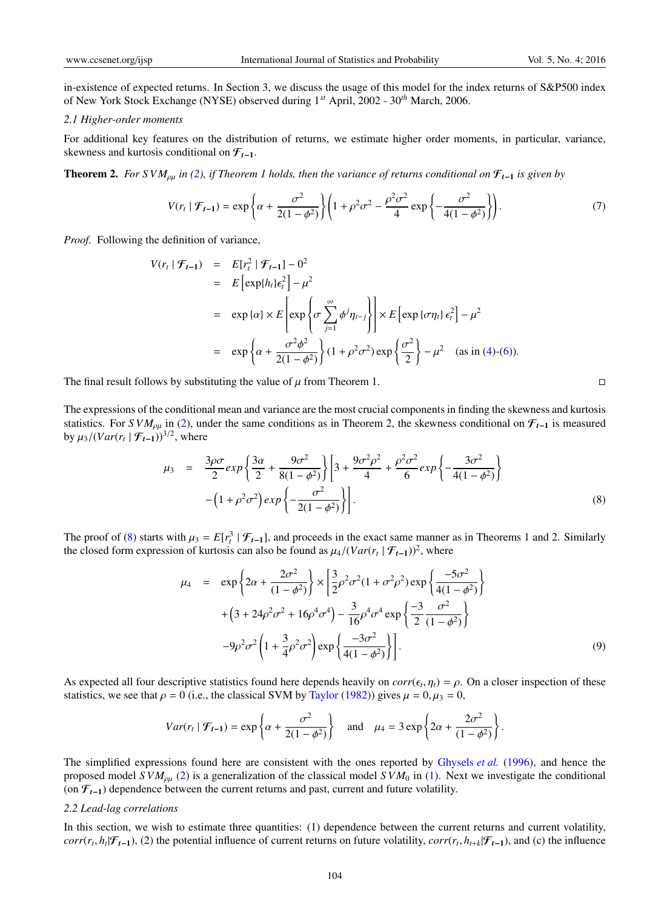in-existence of expected returns. In Section 3, we discuss the usage of this model for the index returns of S&P500 index of New York Stock Exchange (NYSE) observed during $1^{st}$ April, 2002 - $30^{th}$ March, 2006.

### 2.1 Higher-order moments

For additional key features on the distribution of returns, we estimate higher order moments, in particular, variance, skewness and kurtosis conditional on $\mathcal{F}_{t-1}$.

**Theorem 2.** *For $SVM_{\rho\mu}$ in (2), if Theorem 1 holds, then the variance of returns conditional on $\mathcal{F}_{t-1}$ is given by*

$$V(r_t \mid \mathcal{F}_{t-1}) = \exp\left\{\alpha + \frac{\sigma^2}{2(1-\phi^2)}\right\}\left(1 + \rho^2\sigma^2 - \frac{\rho^2\sigma^2}{4}\exp\left\{-\frac{\sigma^2}{4(1-\phi^2)}\right\}\right). \tag{7}$$

*Proof.* Following the definition of variance,

$$\begin{aligned}
V(r_t \mid \mathcal{F}_{t-1}) &= E[r_t^2 \mid \mathcal{F}_{t-1}] - 0^2 \\
&= E\left[\exp\{h_t\}\epsilon_t^2\right] - \mu^2 \\
&= \exp\{\alpha\} \times E\left[\exp\left\{\sigma\sum_{j=1}^{\infty}\phi^j\eta_{t-j}\right\}\right] \times E\left[\exp\{\sigma\eta_t\}\epsilon_t^2\right] - \mu^2 \\
&= \exp\left\{\alpha + \frac{\sigma^2\phi^2}{2(1-\phi^2)}\right\}(1+\rho^2\sigma^2)\exp\left\{\frac{\sigma^2}{2}\right\} - \mu^2 \quad \text{(as in (4)-(6))}.
\end{aligned}$$

The final result follows by substituting the value of $\mu$ from Theorem 1. □

The expressions of the conditional mean and variance are the most crucial components in finding the skewness and kurtosis statistics. For $SVM_{\rho\mu}$ in (2), under the same conditions as in Theorem 2, the skewness conditional on $\mathcal{F}_{t-1}$ is measured by $\mu_3/(Var(r_t \mid \mathcal{F}_{t-1}))^{3/2}$, where

$$\begin{aligned}
\mu_3 &= \frac{3\rho\sigma}{2}exp\left\{\frac{3\alpha}{2} + \frac{9\sigma^2}{8(1-\phi^2)}\right\}\left[3 + \frac{9\sigma^2\rho^2}{4} + \frac{\rho^2\sigma^2}{6}exp\left\{-\frac{3\sigma^2}{4(1-\phi^2)}\right\}\right. \\
&\quad \left. -\left(1+\rho^2\sigma^2\right)exp\left\{-\frac{\sigma^2}{2(1-\phi^2)}\right\}\right].
\end{aligned} \tag{8}$$

The proof of (8) starts with $\mu_3 = E[r_t^3 \mid \mathcal{F}_{t-1}]$, and proceeds in the exact same manner as in Theorems 1 and 2. Similarly the closed form expression of kurtosis can also be found as $\mu_4/(Var(r_t \mid \mathcal{F}_{t-1}))^2$, where

$$\begin{aligned}
\mu_4 &= \exp\left\{2\alpha + \frac{2\sigma^2}{(1-\phi^2)}\right\} \times \left[\frac{3}{2}\rho^2\sigma^2(1+\sigma^2\rho^2)\exp\left\{\frac{-5\sigma^2}{4(1-\phi^2)}\right\}\right. \\
&\quad + \left(3 + 24\rho^2\sigma^2 + 16\rho^4\sigma^4\right) - \frac{3}{16}\rho^4\sigma^4\exp\left\{\frac{-3}{2}\frac{\sigma^2}{(1-\phi^2)}\right\} \\
&\quad \left. -9\rho^2\sigma^2\left(1 + \frac{3}{4}\rho^2\sigma^2\right)\exp\left\{\frac{-3\sigma^2}{4(1-\phi^2)}\right\}\right].
\end{aligned} \tag{9}$$

As expected all four descriptive statistics found here depends heavily on $corr(\epsilon_t, \eta_t) = \rho$. On a closer inspection of these statistics, we see that $\rho = 0$ (i.e., the classical SVM by Taylor (1982)) gives $\mu = 0, \mu_3 = 0$,

$$Var(r_t \mid \mathcal{F}_{t-1}) = \exp\left\{\alpha + \frac{\sigma^2}{2(1-\phi^2)}\right\} \quad \text{and} \quad \mu_4 = 3\exp\left\{2\alpha + \frac{2\sigma^2}{(1-\phi^2)}\right\}.$$

The simplified expressions found here are consistent with the ones reported by Ghysels *et al.* (1996), and hence the proposed model $SVM_{\rho\mu}$ (2) is a generalization of the classical model $SVM_0$ in (1). Next we investigate the conditional (on $\mathcal{F}_{t-1}$) dependence between the current returns and past, current and future volatility.

### 2.2 Lead-lag correlations

In this section, we wish to estimate three quantities: (1) dependence between the current returns and current volatility, $corr(r_t, h_t|\mathcal{F}_{t-1})$, (2) the potential influence of current returns on future volatility, $corr(r_t, h_{t+k}|\mathcal{F}_{t-1})$, and (c) the influence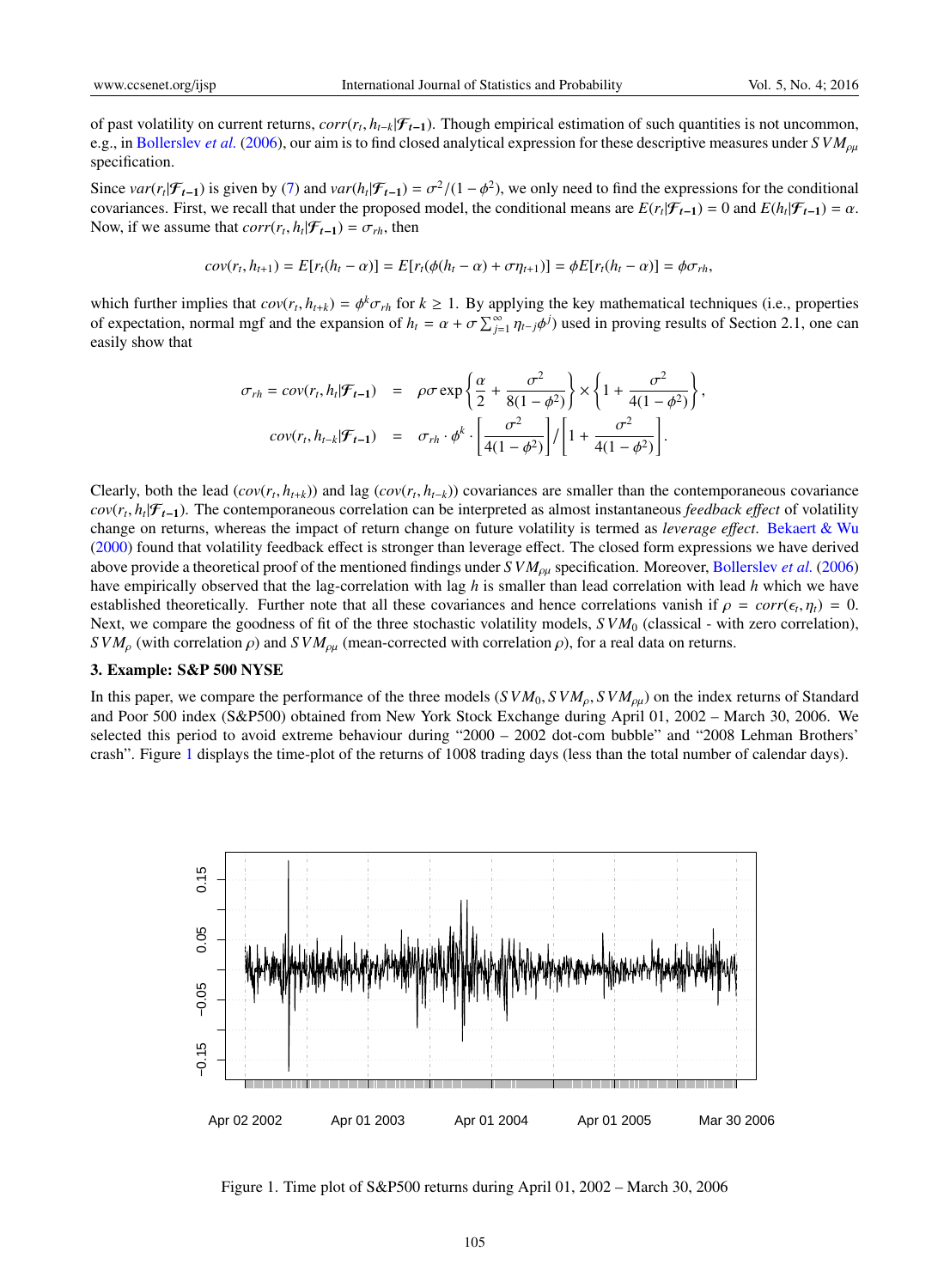of past volatility on current returns, $corr(r_t, h_{t-k}|\mathcal{F}_{t-1})$. Though empirical estimation of such quantities is not uncommon, e.g., in Bollerslev *et al.* (2006), our aim is to find closed analytical expression for these descriptive measures under $SVM_{\rho\mu}$ specification.

Since $var(r_t|\mathcal{F}_{t-1})$ is given by (7) and $var(h_t|\mathcal{F}_{t-1}) = \sigma^2/(1-\phi^2)$, we only need to find the expressions for the conditional covariances. First, we recall that under the proposed model, the conditional means are $E(r_t|\mathcal{F}_{t-1}) = 0$ and $E(h_t|\mathcal{F}_{t-1}) = \alpha$. Now, if we assume that $corr(r_t, h_t|\mathcal{F}_{t-1}) = \sigma_{rh}$, then

$$cov(r_t, h_{t+1}) = E[r_t(h_t - \alpha)] = E[r_t(\phi(h_t - \alpha) + \sigma\eta_{t+1})] = \phi E[r_t(h_t - \alpha)] = \phi\sigma_{rh},$$

which further implies that $cov(r_t, h_{t+k}) = \phi^k \sigma_{rh}$ for $k \geq 1$. By applying the key mathematical techniques (i.e., properties of expectation, normal mgf and the expansion of $h_t = \alpha + \sigma \sum_{j=1}^{\infty} \eta_{t-j}\phi^j$) used in proving results of Section 2.1, one can easily show that

$$\begin{aligned}
\sigma_{rh} = cov(r_t, h_t|\mathcal{F}_{t-1}) &= \rho\sigma \exp\left\{\frac{\alpha}{2} + \frac{\sigma^2}{8(1-\phi^2)}\right\} \times \left\{1 + \frac{\sigma^2}{4(1-\phi^2)}\right\}, \\
cov(r_t, h_{t-k}|\mathcal{F}_{t-1}) &= \sigma_{rh} \cdot \phi^k \cdot \left[\frac{\sigma^2}{4(1-\phi^2)}\right] \Big/ \left[1 + \frac{\sigma^2}{4(1-\phi^2)}\right].
\end{aligned}$$

Clearly, both the lead ($cov(r_t, h_{t+k})$) and lag ($cov(r_t, h_{t-k})$) covariances are smaller than the contemporaneous covariance $cov(r_t, h_t|\mathcal{F}_{t-1})$. The contemporaneous correlation can be interpreted as almost instantaneous *feedback effect* of volatility change on returns, whereas the impact of return change on future volatility is termed as *leverage effect*. Bekaert & Wu (2000) found that volatility feedback effect is stronger than leverage effect. The closed form expressions we have derived above provide a theoretical proof of the mentioned findings under $SVM_{\rho\mu}$ specification. Moreover, Bollerslev *et al.* (2006) have empirically observed that the lag-correlation with lag $h$ is smaller than lead correlation with lead $h$ which we have established theoretically. Further note that all these covariances and hence correlations vanish if $\rho = corr(\epsilon_t, \eta_t) = 0$. Next, we compare the goodness of fit of the three stochastic volatility models, $SVM_0$ (classical - with zero correlation), $SVM_\rho$ (with correlation $\rho$) and $SVM_{\rho\mu}$ (mean-corrected with correlation $\rho$), for a real data on returns.

### 3. Example: S&P 500 NYSE

In this paper, we compare the performance of the three models ($SVM_0, SVM_\rho, SVM_{\rho\mu}$) on the index returns of Standard and Poor 500 index (S&P500) obtained from New York Stock Exchange during April 01, 2002 – March 30, 2006. We selected this period to avoid extreme behaviour during "2000 – 2002 dot-com bubble" and "2008 Lehman Brothers' crash". Figure 1 displays the time-plot of the returns of 1008 trading days (less than the total number of calendar days).

Figure 1. Time plot of S&P500 returns during April 01, 2002 – March 30, 2006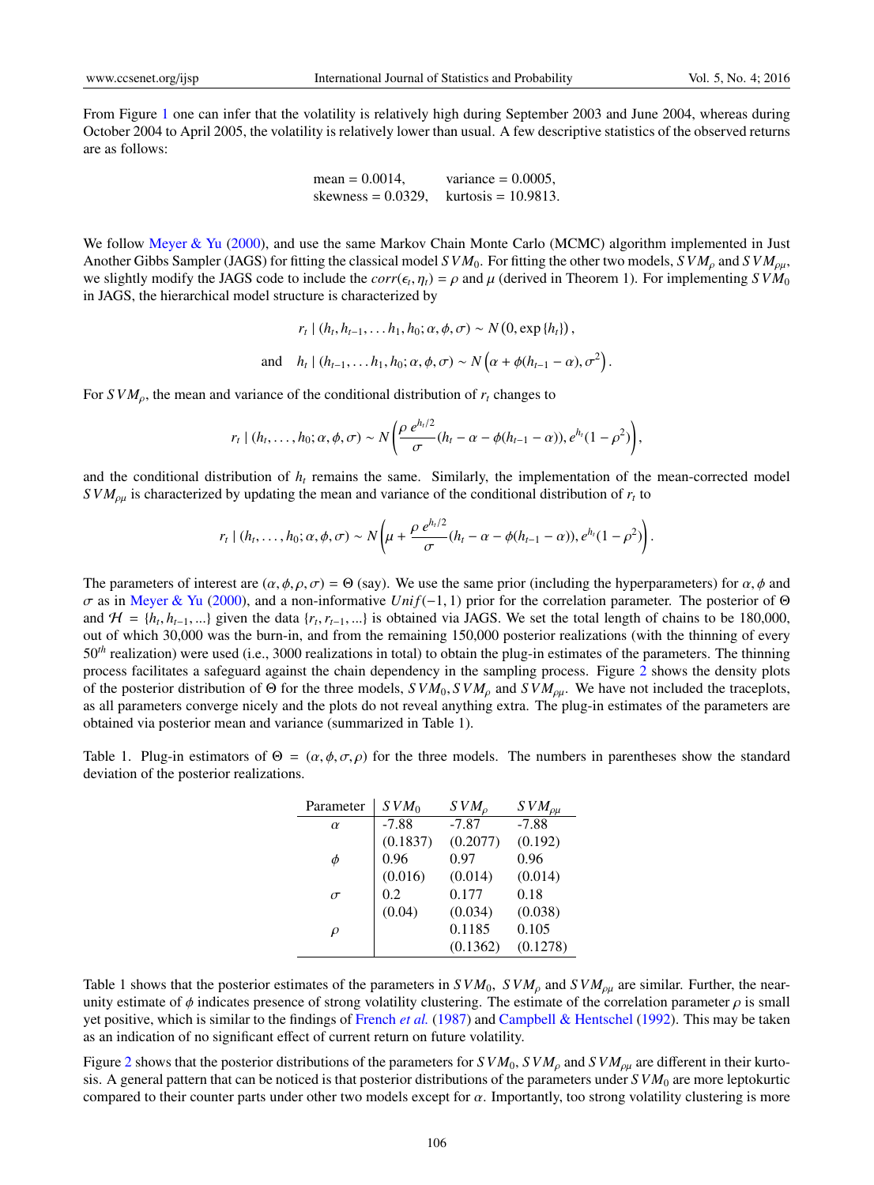From Figure 1 one can infer that the volatility is relatively high during September 2003 and June 2004, whereas during October 2004 to April 2005, the volatility is relatively lower than usual. A few descriptive statistics of the observed returns are as follows:

$$\text{mean} = 0.0014, \qquad \text{variance} = 0.0005,$$
$$\text{skewness} = 0.0329, \qquad \text{kurtosis} = 10.9813.$$

We follow Meyer & Yu (2000), and use the same Markov Chain Monte Carlo (MCMC) algorithm implemented in Just Another Gibbs Sampler (JAGS) for fitting the classical model $SVM_0$. For fitting the other two models, $SVM_\rho$ and $SVM_{\rho\mu}$, we slightly modify the JAGS code to include the $corr(\epsilon_t, \eta_t) = \rho$ and $\mu$ (derived in Theorem 1). For implementing $SVM_0$ in JAGS, the hierarchical model structure is characterized by

$$r_t \mid (h_t, h_{t-1}, \ldots h_1, h_0; \alpha, \phi, \sigma) \sim N(0, \exp\{h_t\}),$$

$$\text{and} \quad h_t \mid (h_{t-1}, \ldots h_1, h_0; \alpha, \phi, \sigma) \sim N\left(\alpha + \phi(h_{t-1} - \alpha), \sigma^2\right).$$

For $SVM_\rho$, the mean and variance of the conditional distribution of $r_t$ changes to

$$r_t \mid (h_t, \ldots, h_0; \alpha, \phi, \sigma) \sim N\left(\frac{\rho\, e^{h_t/2}}{\sigma}(h_t - \alpha - \phi(h_{t-1} - \alpha)), e^{h_t}(1 - \rho^2)\right),$$

and the conditional distribution of $h_t$ remains the same. Similarly, the implementation of the mean-corrected model $SVM_{\rho\mu}$ is characterized by updating the mean and variance of the conditional distribution of $r_t$ to

$$r_t \mid (h_t, \ldots, h_0; \alpha, \phi, \sigma) \sim N\left(\mu + \frac{\rho\, e^{h_t/2}}{\sigma}(h_t - \alpha - \phi(h_{t-1} - \alpha)), e^{h_t}(1 - \rho^2)\right).$$

The parameters of interest are $(\alpha, \phi, \rho, \sigma) = \Theta$ (say). We use the same prior (including the hyperparameters) for $\alpha, \phi$ and $\sigma$ as in Meyer & Yu (2000), and a non-informative $Unif(-1, 1)$ prior for the correlation parameter. The posterior of $\Theta$ and $\mathcal{H} = \{h_t, h_{t-1}, ...\}$ given the data $\{r_t, r_{t-1}, ...\}$ is obtained via JAGS. We set the total length of chains to be 180,000, out of which 30,000 was the burn-in, and from the remaining 150,000 posterior realizations (with the thinning of every $50^{th}$ realization) were used (i.e., 3000 realizations in total) to obtain the plug-in estimates of the parameters. The thinning process facilitates a safeguard against the chain dependency in the sampling process. Figure 2 shows the density plots of the posterior distribution of $\Theta$ for the three models, $SVM_0, SVM_\rho$ and $SVM_{\rho\mu}$. We have not included the traceplots, as all parameters converge nicely and the plots do not reveal anything extra. The plug-in estimates of the parameters are obtained via posterior mean and variance (summarized in Table 1).

Table 1. Plug-in estimators of $\Theta = (\alpha, \phi, \sigma, \rho)$ for the three models. The numbers in parentheses show the standard deviation of the posterior realizations.

| Parameter | $SVM_0$ | $SVM_\rho$ | $SVM_{\rho\mu}$ |
|---|---|---|---|
| $\alpha$ | -7.88 | -7.87 | -7.88 |
| | (0.1837) | (0.2077) | (0.192) |
| $\phi$ | 0.96 | 0.97 | 0.96 |
| | (0.016) | (0.014) | (0.014) |
| $\sigma$ | 0.2 | 0.177 | 0.18 |
| | (0.04) | (0.034) | (0.038) |
| $\rho$ | | 0.1185 | 0.105 |
| | | (0.1362) | (0.1278) |

Table 1 shows that the posterior estimates of the parameters in $SVM_0$, $SVM_\rho$ and $SVM_{\rho\mu}$ are similar. Further, the near-unity estimate of $\phi$ indicates presence of strong volatility clustering. The estimate of the correlation parameter $\rho$ is small yet positive, which is similar to the findings of French *et al.* (1987) and Campbell & Hentschel (1992). This may be taken as an indication of no significant effect of current return on future volatility.

Figure 2 shows that the posterior distributions of the parameters for $SVM_0, SVM_\rho$ and $SVM_{\rho\mu}$ are different in their kurtosis. A general pattern that can be noticed is that posterior distributions of the parameters under $SVM_0$ are more leptokurtic compared to their counter parts under other two models except for $\alpha$. Importantly, too strong volatility clustering is more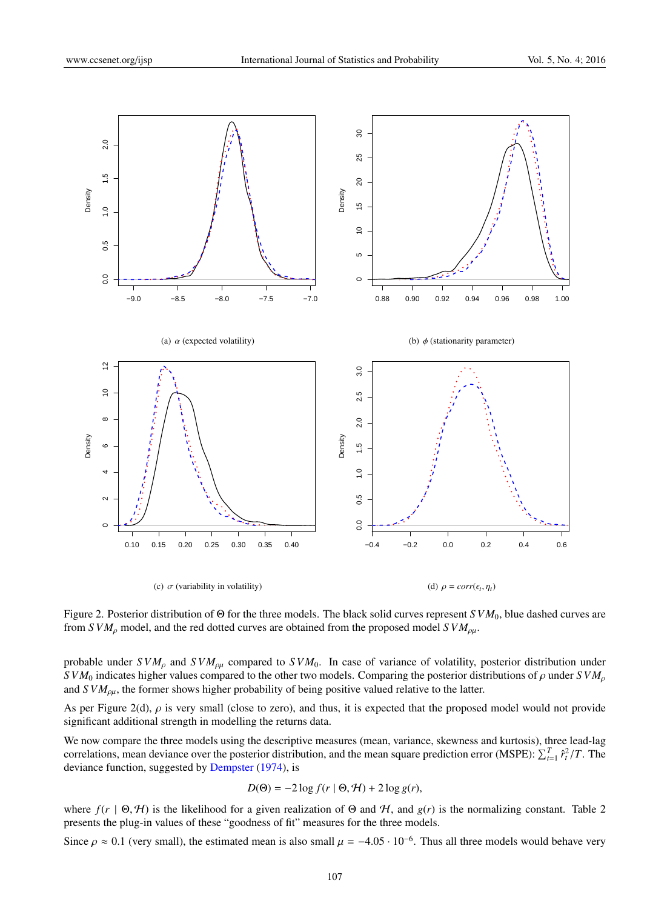(a) $\alpha$ (expected volatility)

(b) $\phi$ (stationarity parameter)

(c) $\sigma$ (variability in volatility)

(d) $\rho = corr(\epsilon_t, \eta_t)$

Figure 2. Posterior distribution of $\Theta$ for the three models. The black solid curves represent $SVM_0$, blue dashed curves are from $SVM_\rho$ model, and the red dotted curves are obtained from the proposed model $SVM_{\rho\mu}$.

probable under $SVM_\rho$ and $SVM_{\rho\mu}$ compared to $SVM_0$. In case of variance of volatility, posterior distribution under $SVM_0$ indicates higher values compared to the other two models. Comparing the posterior distributions of $\rho$ under $SVM_\rho$ and $SVM_{\rho\mu}$, the former shows higher probability of being positive valued relative to the latter.

As per Figure 2(d), $\rho$ is very small (close to zero), and thus, it is expected that the proposed model would not provide significant additional strength in modelling the returns data.

We now compare the three models using the descriptive measures (mean, variance, skewness and kurtosis), three lead-lag correlations, mean deviance over the posterior distribution, and the mean square prediction error (MSPE): $\sum_{t=1}^{T} \hat{r}_t^2/T$. The deviance function, suggested by Dempster (1974), is

$$D(\Theta) = -2\log f(r \mid \Theta, \mathcal{H}) + 2\log g(r),$$

where $f(r \mid \Theta, \mathcal{H})$ is the likelihood for a given realization of $\Theta$ and $\mathcal{H}$, and $g(r)$ is the normalizing constant. Table 2 presents the plug-in values of these "goodness of fit" measures for the three models.

Since $\rho \approx 0.1$ (very small), the estimated mean is also small $\mu = -4.05 \cdot 10^{-6}$. Thus all three models would behave very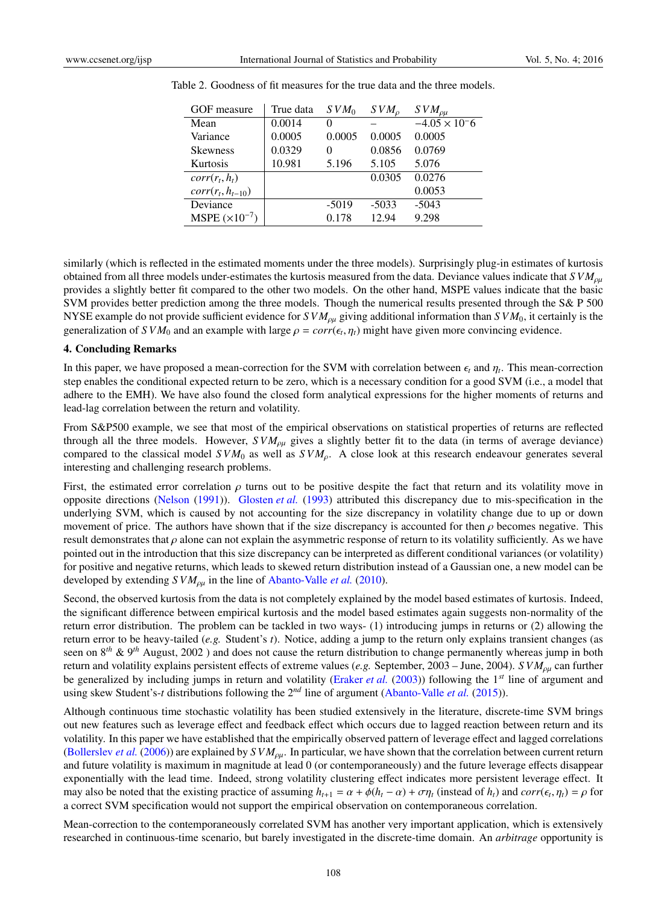Table 2. Goodness of fit measures for the true data and the three models.

| GOF measure | True data | $SVM_0$ | $SVM_\rho$ | $SVM_{\rho\mu}$ |
|---|---|---|---|---|
| Mean | 0.0014 | 0 | – | $-4.05 \times 10^{-}6$ |
| Variance | 0.0005 | 0.0005 | 0.0005 | 0.0005 |
| Skewness | 0.0329 | 0 | 0.0856 | 0.0769 |
| Kurtosis | 10.981 | 5.196 | 5.105 | 5.076 |
| $corr(r_t, h_t)$ | | | 0.0305 | 0.0276 |
| $corr(r_t, h_{t-10})$ | | | | 0.0053 |
| Deviance | | -5019 | -5033 | -5043 |
| MSPE ($\times 10^{-7}$) | | 0.178 | 12.94 | 9.298 |

similarly (which is reflected in the estimated moments under the three models). Surprisingly plug-in estimates of kurtosis obtained from all three models under-estimates the kurtosis measured from the data. Deviance values indicate that $SVM_{\rho\mu}$ provides a slightly better fit compared to the other two models. On the other hand, MSPE values indicate that the basic SVM provides better prediction among the three models. Though the numerical results presented through the S& P 500 NYSE example do not provide sufficient evidence for $SVM_{\rho\mu}$ giving additional information than $SVM_0$, it certainly is the generalization of $SVM_0$ and an example with large $\rho = corr(\epsilon_t, \eta_t)$ might have given more convincing evidence.

## 4. Concluding Remarks

In this paper, we have proposed a mean-correction for the SVM with correlation between $\epsilon_t$ and $\eta_t$. This mean-correction step enables the conditional expected return to be zero, which is a necessary condition for a good SVM (i.e., a model that adhere to the EMH). We have also found the closed form analytical expressions for the higher moments of returns and lead-lag correlation between the return and volatility.

From S&P500 example, we see that most of the empirical observations on statistical properties of returns are reflected through all the three models. However, $SVM_{\rho\mu}$ gives a slightly better fit to the data (in terms of average deviance) compared to the classical model $SVM_0$ as well as $SVM_\rho$. A close look at this research endeavour generates several interesting and challenging research problems.

First, the estimated error correlation $\rho$ turns out to be positive despite the fact that return and its volatility move in opposite directions (Nelson (1991)). Glosten *et al.* (1993) attributed this discrepancy due to mis-specification in the underlying SVM, which is caused by not accounting for the size discrepancy in volatility change due to up or down movement of price. The authors have shown that if the size discrepancy is accounted for then $\rho$ becomes negative. This result demonstrates that $\rho$ alone can not explain the asymmetric response of return to its volatility sufficiently. As we have pointed out in the introduction that this size discrepancy can be interpreted as different conditional variances (or volatility) for positive and negative returns, which leads to skewed return distribution instead of a Gaussian one, a new model can be developed by extending $SVM_{\rho\mu}$ in the line of Abanto-Valle *et al.* (2010).

Second, the observed kurtosis from the data is not completely explained by the model based estimates of kurtosis. Indeed, the significant difference between empirical kurtosis and the model based estimates again suggests non-normality of the return error distribution. The problem can be tackled in two ways- (1) introducing jumps in returns or (2) allowing the return error to be heavy-tailed (*e.g.* Student's *t*). Notice, adding a jump to the return only explains transient changes (as seen on 8th & 9th August, 2002 ) and does not cause the return distribution to change permanently whereas jump in both return and volatility explains persistent effects of extreme values (*e.g.* September, 2003 – June, 2004). $SVM_{\rho\mu}$ can further be generalized by including jumps in return and volatility (Eraker *et al.* (2003)) following the 1st line of argument and using skew Student's-*t* distributions following the 2nd line of argument (Abanto-Valle *et al.* (2015)).

Although continuous time stochastic volatility has been studied extensively in the literature, discrete-time SVM brings out new features such as leverage effect and feedback effect which occurs due to lagged reaction between return and its volatility. In this paper we have established that the empirically observed pattern of leverage effect and lagged correlations (Bollerslev *et al.* (2006)) are explained by $SVM_{\rho\mu}$. In particular, we have shown that the correlation between current return and future volatility is maximum in magnitude at lead 0 (or contemporaneously) and the future leverage effects disappear exponentially with the lead time. Indeed, strong volatility clustering effect indicates more persistent leverage effect. It may also be noted that the existing practice of assuming $h_{t+1} = \alpha + \phi(h_t - \alpha) + \sigma\eta_t$ (instead of $h_t$) and $corr(\epsilon_t, \eta_t) = \rho$ for a correct SVM specification would not support the empirical observation on contemporaneous correlation.

Mean-correction to the contemporaneously correlated SVM has another very important application, which is extensively researched in continuous-time scenario, but barely investigated in the discrete-time domain. An *arbitrage* opportunity is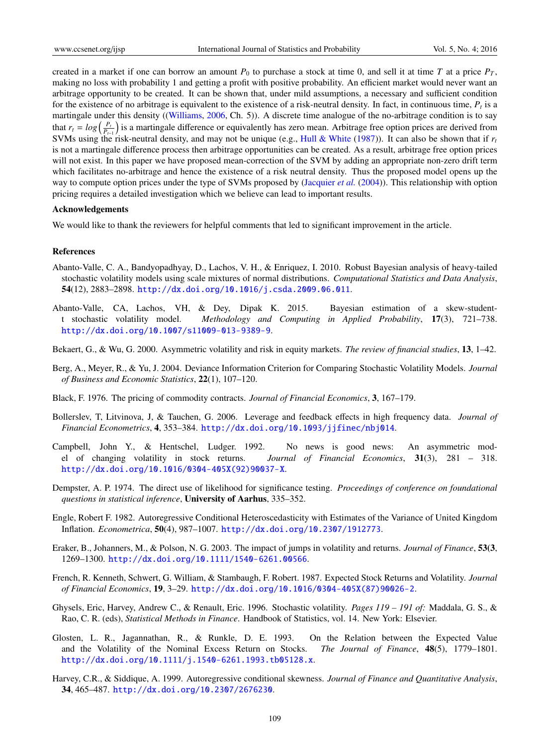created in a market if one can borrow an amount $P_0$ to purchase a stock at time 0, and sell it at time $T$ at a price $P_T$, making no loss with probability 1 and getting a profit with positive probability. An efficient market would never want an arbitrage opportunity to be created. It can be shown that, under mild assumptions, a necessary and sufficient condition for the existence of no arbitrage is equivalent to the existence of a risk-neutral density. In fact, in continuous time, $P_t$ is a martingale under this density ((Williams, 2006, Ch. 5)). A discrete time analogue of the no-arbitrage condition is to say that $r_t = log\left(\frac{P_t}{P_{t-1}}\right)$ is a martingale difference or equivalently has zero mean. Arbitrage free option prices are derived from SVMs using the risk-neutral density, and may not be unique (e.g., Hull & White (1987)). It can also be shown that if $r_t$ is not a martingale difference process then arbitrage opportunities can be created. As a result, arbitrage free option prices will not exist. In this paper we have proposed mean-correction of the SVM by adding an appropriate non-zero drift term which facilitates no-arbitrage and hence the existence of a risk neutral density. Thus the proposed model opens up the way to compute option prices under the type of SVMs proposed by (Jacquier *et al.* (2004)). This relationship with option pricing requires a detailed investigation which we believe can lead to important results.

## Acknowledgements

We would like to thank the reviewers for helpful comments that led to significant improvement in the article.

## References

Abanto-Valle, C. A., Bandyopadhyay, D., Lachos, V. H., & Enriquez, I. 2010. Robust Bayesian analysis of heavy-tailed stochastic volatility models using scale mixtures of normal distributions. *Computational Statistics and Data Analysis*, **54**(12), 2883–2898. http://dx.doi.org/10.1016/j.csda.2009.06.011.

Abanto-Valle, CA, Lachos, VH, & Dey, Dipak K. 2015. Bayesian estimation of a skew-student-t stochastic volatility model. *Methodology and Computing in Applied Probability*, **17**(3), 721–738. http://dx.doi.org/10.1007/s11009-013-9389-9.

Bekaert, G., & Wu, G. 2000. Asymmetric volatility and risk in equity markets. *The review of financial studies*, **13**, 1–42.

Berg, A., Meyer, R., & Yu, J. 2004. Deviance Information Criterion for Comparing Stochastic Volatility Models. *Journal of Business and Economic Statistics*, **22**(1), 107–120.

Black, F. 1976. The pricing of commodity contracts. *Journal of Financial Economics*, **3**, 167–179.

Bollerslev, T, Litvinova, J, & Tauchen, G. 2006. Leverage and feedback effects in high frequency data. *Journal of Financial Econometrics*, **4**, 353–384. http://dx.doi.org/10.1093/jjfinec/nbj014.

Campbell, John Y., & Hentschel, Ludger. 1992. No news is good news: An asymmetric model of changing volatility in stock returns. *Journal of Financial Economics*, **31**(3), 281 – 318. http://dx.doi.org/10.1016/0304-405X(92)90037-X.

Dempster, A. P. 1974. The direct use of likelihood for significance testing. *Proceedings of conference on foundational questions in statistical inference*, **University of Aarhus**, 335–352.

Engle, Robert F. 1982. Autoregressive Conditional Heteroscedasticity with Estimates of the Variance of United Kingdom Inflation. *Econometrica*, **50**(4), 987–1007. http://dx.doi.org/10.2307/1912773.

Eraker, B., Johanners, M., & Polson, N. G. 2003. The impact of jumps in volatility and returns. *Journal of Finance*, **53(3**, 1269–1300. http://dx.doi.org/10.1111/1540-6261.00566.

French, R. Kenneth, Schwert, G. William, & Stambaugh, F. Robert. 1987. Expected Stock Returns and Volatility. *Journal of Financial Economics*, **19**, 3–29. http://dx.doi.org/10.1016/0304-405X(87)90026-2.

Ghysels, Eric, Harvey, Andrew C., & Renault, Eric. 1996. Stochastic volatility. *Pages 119 – 191 of:* Maddala, G. S., & Rao, C. R. (eds), *Statistical Methods in Finance*. Handbook of Statistics, vol. 14. New York: Elsevier.

Glosten, L. R., Jagannathan, R., & Runkle, D. E. 1993. On the Relation between the Expected Value and the Volatility of the Nominal Excess Return on Stocks. *The Journal of Finance*, **48**(5), 1779–1801. http://dx.doi.org/10.1111/j.1540-6261.1993.tb05128.x.

Harvey, C.R., & Siddique, A. 1999. Autoregressive conditional skewness. *Journal of Finance and Quantitative Analysis*, **34**, 465–487. http://dx.doi.org/10.2307/2676230.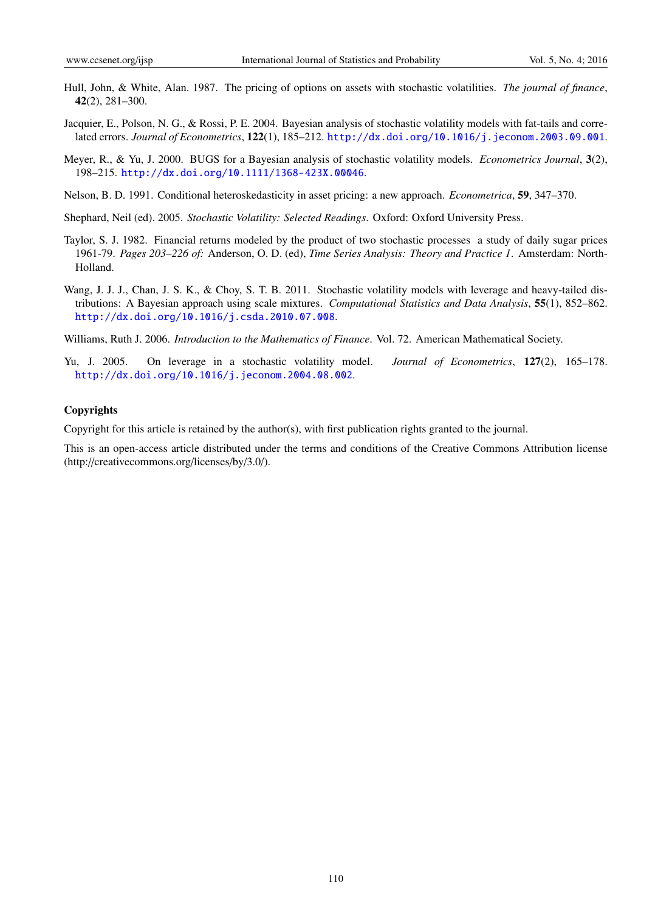Hull, John, & White, Alan. 1987. The pricing of options on assets with stochastic volatilities. *The journal of finance*, **42**(2), 281–300.

Jacquier, E., Polson, N. G., & Rossi, P. E. 2004. Bayesian analysis of stochastic volatility models with fat-tails and correlated errors. *Journal of Econometrics*, **122**(1), 185–212. http://dx.doi.org/10.1016/j.jeconom.2003.09.001.

Meyer, R., & Yu, J. 2000. BUGS for a Bayesian analysis of stochastic volatility models. *Econometrics Journal*, **3**(2), 198–215. http://dx.doi.org/10.1111/1368-423X.00046.

Nelson, B. D. 1991. Conditional heteroskedasticity in asset pricing: a new approach. *Econometrica*, **59**, 347–370.

Shephard, Neil (ed). 2005. *Stochastic Volatility: Selected Readings*. Oxford: Oxford University Press.

Taylor, S. J. 1982. Financial returns modeled by the product of two stochastic processes a study of daily sugar prices 1961-79. *Pages 203–226 of:* Anderson, O. D. (ed), *Time Series Analysis: Theory and Practice 1*. Amsterdam: North-Holland.

Wang, J. J. J., Chan, J. S. K., & Choy, S. T. B. 2011. Stochastic volatility models with leverage and heavy-tailed distributions: A Bayesian approach using scale mixtures. *Computational Statistics and Data Analysis*, **55**(1), 852–862. http://dx.doi.org/10.1016/j.csda.2010.07.008.

Williams, Ruth J. 2006. *Introduction to the Mathematics of Finance*. Vol. 72. American Mathematical Society.

Yu, J. 2005. On leverage in a stochastic volatility model. *Journal of Econometrics*, **127**(2), 165–178. http://dx.doi.org/10.1016/j.jeconom.2004.08.002.

## Copyrights

Copyright for this article is retained by the author(s), with first publication rights granted to the journal.

This is an open-access article distributed under the terms and conditions of the Creative Commons Attribution license (http://creativecommons.org/licenses/by/3.0/).